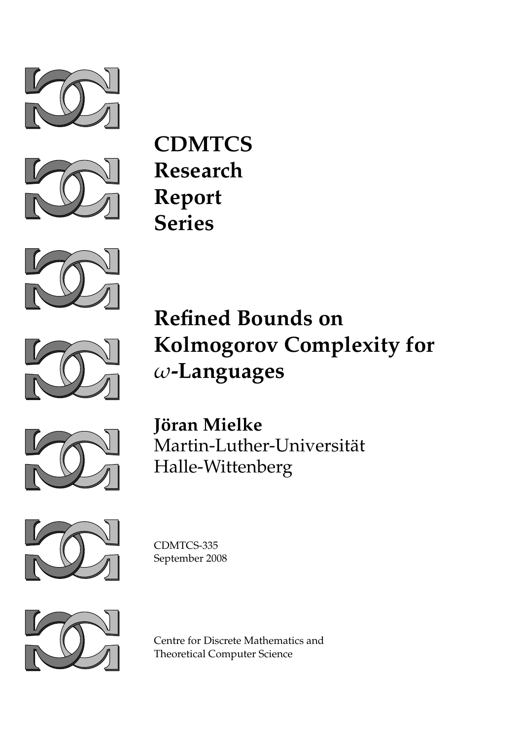**CDMTCS**
**Research**
**Report**
**Series**

# Refined Bounds on Kolmogorov Complexity for $\omega$-Languages

**Jöran Mielke**
Martin-Luther-Universität
Halle-Wittenberg

CDMTCS-335
September 2008

Centre for Discrete Mathematics and
Theoretical Computer Science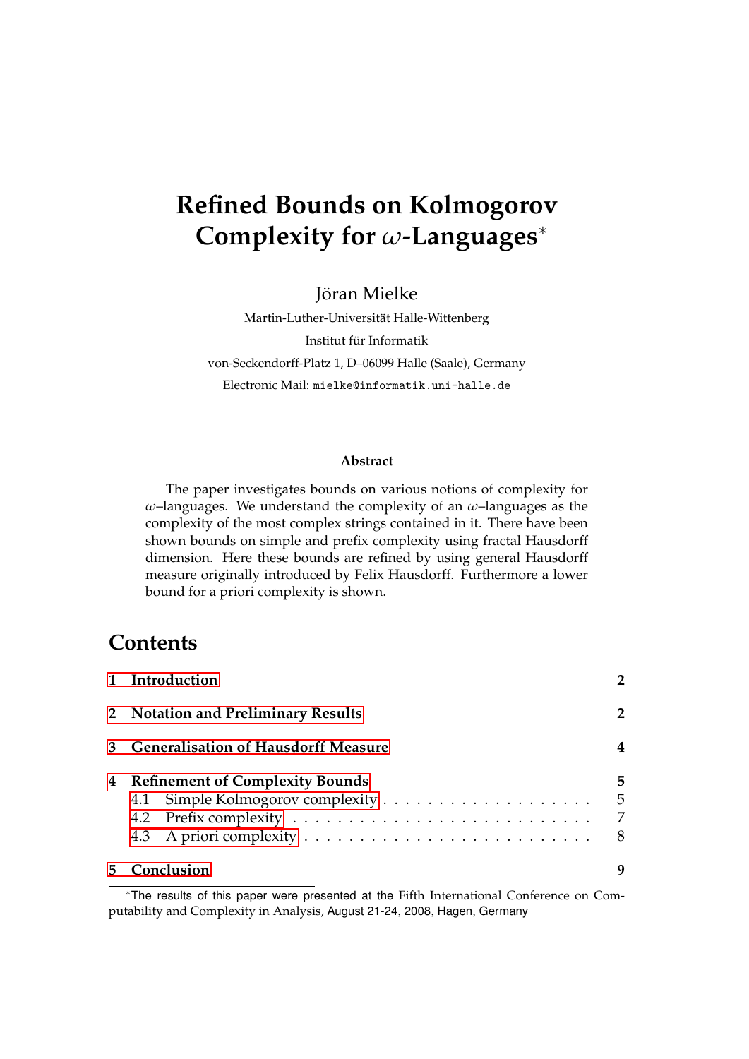# Refined Bounds on Kolmogorov Complexity for $\omega$-Languages*

Jöran Mielke

Martin-Luther-Universität Halle-Wittenberg

Institut für Informatik

von-Seckendorff-Platz 1, D–06099 Halle (Saale), Germany

Electronic Mail: mielke@informatik.uni-halle.de

### Abstract

The paper investigates bounds on various notions of complexity for $\omega$–languages. We understand the complexity of an $\omega$–languages as the complexity of the most complex strings contained in it. There have been shown bounds on simple and prefix complexity using fractal Hausdorff dimension. Here these bounds are refined by using general Hausdorff measure originally introduced by Felix Hausdorff. Furthermore a lower bound for a priori complexity is shown.

## Contents

- **1 Introduction** — 2
- **2 Notation and Preliminary Results** — 2
- **3 Generalisation of Hausdorff Measure** — 4
- **4 Refinement of Complexity Bounds** — 5
  - 4.1 Simple Kolmogorov complexity — 5
  - 4.2 Prefix complexity — 7
  - 4.3 A priori complexity — 8
- **5 Conclusion** — 9

*The results of this paper were presented at the Fifth International Conference on Computability and Complexity in Analysis, August 21-24, 2008, Hagen, Germany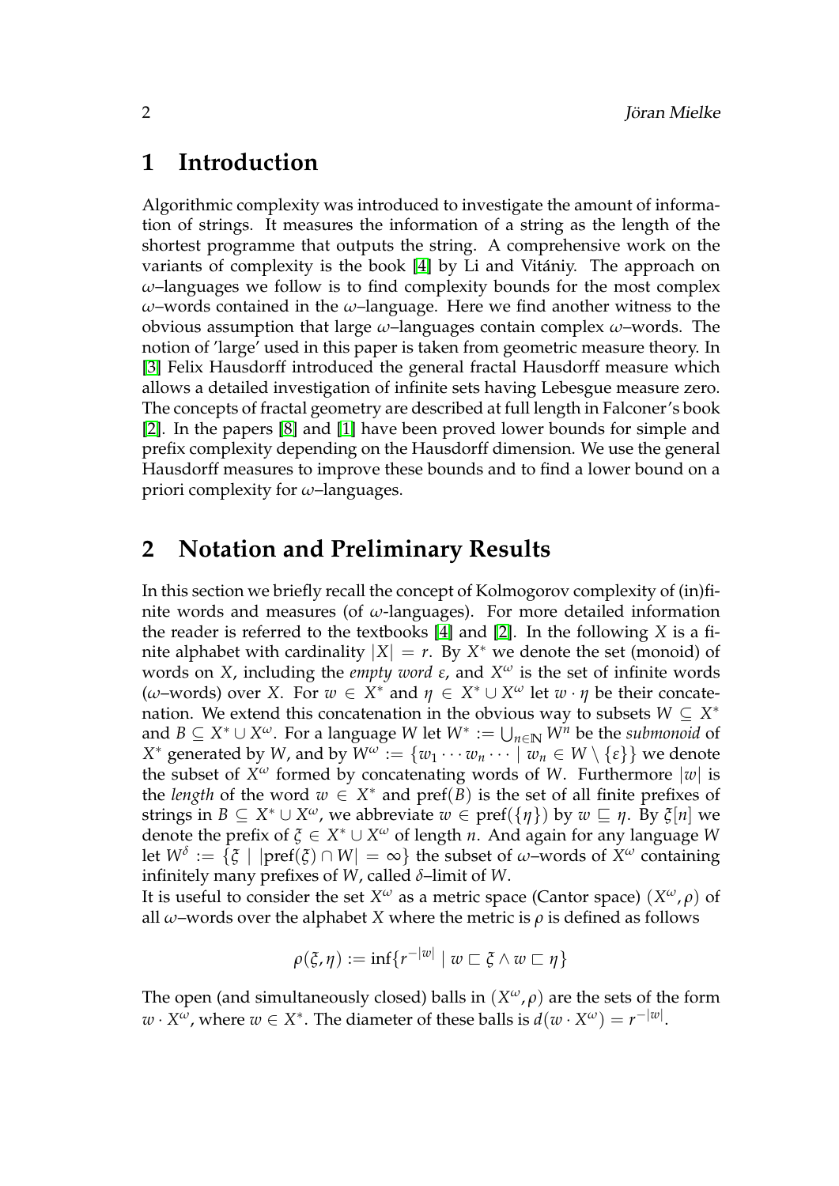## 1 Introduction

Algorithmic complexity was introduced to investigate the amount of information of strings. It measures the information of a string as the length of the shortest programme that outputs the string. A comprehensive work on the variants of complexity is the book [4] by Li and Vitániy. The approach on $\omega$–languages we follow is to find complexity bounds for the most complex $\omega$–words contained in the $\omega$–language. Here we find another witness to the obvious assumption that large $\omega$–languages contain complex $\omega$–words. The notion of 'large' used in this paper is taken from geometric measure theory. In [3] Felix Hausdorff introduced the general fractal Hausdorff measure which allows a detailed investigation of infinite sets having Lebesgue measure zero. The concepts of fractal geometry are described at full length in Falconer's book [2]. In the papers [8] and [1] have been proved lower bounds for simple and prefix complexity depending on the Hausdorff dimension. We use the general Hausdorff measures to improve these bounds and to find a lower bound on a priori complexity for $\omega$–languages.

## 2 Notation and Preliminary Results

In this section we briefly recall the concept of Kolmogorov complexity of (in)finite words and measures (of $\omega$-languages). For more detailed information the reader is referred to the textbooks [4] and [2]. In the following $X$ is a finite alphabet with cardinality $|X| = r$. By $X^*$ we denote the set (monoid) of words on $X$, including the *empty word* $\varepsilon$, and $X^\omega$ is the set of infinite words ($\omega$–words) over $X$. For $w \in X^*$ and $\eta \in X^* \cup X^\omega$ let $w \cdot \eta$ be their concatenation. We extend this concatenation in the obvious way to subsets $W \subseteq X^*$ and $B \subseteq X^* \cup X^\omega$. For a language $W$ let $W^* := \bigcup_{n \in \mathbb{N}} W^n$ be the *submonoid* of $X^*$ generated by $W$, and by $W^\omega := \{w_1 \cdots w_n \cdots \mid w_n \in W \setminus \{\varepsilon\}\}$ we denote the subset of $X^\omega$ formed by concatenating words of $W$. Furthermore $|w|$ is the *length* of the word $w \in X^*$ and $\mathrm{pref}(B)$ is the set of all finite prefixes of strings in $B \subseteq X^* \cup X^\omega$, we abbreviate $w \in \mathrm{pref}(\{\eta\})$ by $w \sqsubseteq \eta$. By $\xi[n]$ we denote the prefix of $\xi \in X^* \cup X^\omega$ of length $n$. And again for any language $W$ let $W^\delta := \{\xi \mid |\mathrm{pref}(\xi) \cap W| = \infty\}$ the subset of $\omega$–words of $X^\omega$ containing infinitely many prefixes of $W$, called $\delta$–limit of $W$.

It is useful to consider the set $X^\omega$ as a metric space (Cantor space) $(X^\omega, \rho)$ of all $\omega$–words over the alphabet $X$ where the metric is $\rho$ is defined as follows

$$\rho(\xi, \eta) := \inf\{r^{-|w|} \mid w \sqsubset \xi \wedge w \sqsubset \eta\}$$

The open (and simultaneously closed) balls in $(X^\omega, \rho)$ are the sets of the form $w \cdot X^\omega$, where $w \in X^*$. The diameter of these balls is $d(w \cdot X^\omega) = r^{-|w|}$.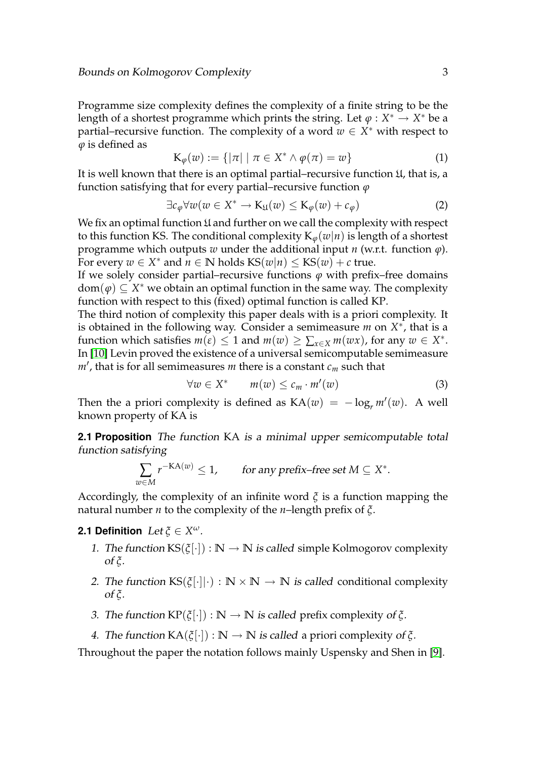Programme size complexity defines the complexity of a finite string to be the length of a shortest programme which prints the string. Let $\varphi : X^* \to X^*$ be a partial–recursive function. The complexity of a word $w \in X^*$ with respect to $\varphi$ is defined as

$$\mathrm{K}_\varphi(w) := \{|\pi| \mid \pi \in X^* \wedge \varphi(\pi) = w\} \tag{1}$$

It is well known that there is an optimal partial–recursive function $\mathfrak{U}$, that is, a function satisfying that for every partial–recursive function $\varphi$

$$\exists c_\varphi \forall w (w \in X^* \to \mathrm{K}_\mathfrak{U}(w) \leq \mathrm{K}_\varphi(w) + c_\varphi) \tag{2}$$

We fix an optimal function $\mathfrak{U}$ and further on we call the complexity with respect to this function KS. The conditional complexity $\mathrm{K}_\varphi(w|n)$ is length of a shortest programme which outputs $w$ under the additional input $n$ (w.r.t. function $\varphi$). For every $w \in X^*$ and $n \in \mathbb{N}$ holds $\mathrm{KS}(w|n) \leq \mathrm{KS}(w) + c$ true.
If we solely consider partial–recursive functions $\varphi$ with prefix–free domains $\mathrm{dom}(\varphi) \subseteq X^*$ we obtain an optimal function in the same way. The complexity function with respect to this (fixed) optimal function is called KP.
The third notion of complexity this paper deals with is a priori complexity. It is obtained in the following way. Consider a semimeasure $m$ on $X^*$, that is a function which satisfies $m(\varepsilon) \leq 1$ and $m(w) \geq \sum_{x \in X} m(wx)$, for any $w \in X^*$. In [10] Levin proved the existence of a universal semicomputable semimeasure $m'$, that is for all semimeasures $m$ there is a constant $c_m$ such that

$$\forall w \in X^* \qquad m(w) \leq c_m \cdot m'(w) \tag{3}$$

Then the a priori complexity is defined as $\mathrm{KA}(w) = -\log_r m'(w)$. A well known property of KA is

**2.1 Proposition** *The function* KA *is a minimal upper semicomputable total function satisfying*

$$\sum_{w \in M} r^{-\mathrm{KA}(w)} \leq 1, \qquad \text{for any prefix–free set } M \subseteq X^*.$$

Accordingly, the complexity of an infinite word $\xi$ is a function mapping the natural number $n$ to the complexity of the $n$–length prefix of $\xi$.

**2.1 Definition** *Let* $\xi \in X^\omega$.

1. *The function* $\mathrm{KS}(\xi[\cdot]) : \mathbb{N} \to \mathbb{N}$ *is called* simple Kolmogorov complexity *of* $\xi$.
2. *The function* $\mathrm{KS}(\xi[\cdot]|\cdot) : \mathbb{N} \times \mathbb{N} \to \mathbb{N}$ *is called* conditional complexity *of* $\xi$.
3. *The function* $\mathrm{KP}(\xi[\cdot]) : \mathbb{N} \to \mathbb{N}$ *is called* prefix complexity *of* $\xi$.
4. *The function* $\mathrm{KA}(\xi[\cdot]) : \mathbb{N} \to \mathbb{N}$ *is called* a priori complexity *of* $\xi$.

Throughout the paper the notation follows mainly Uspensky and Shen in [9].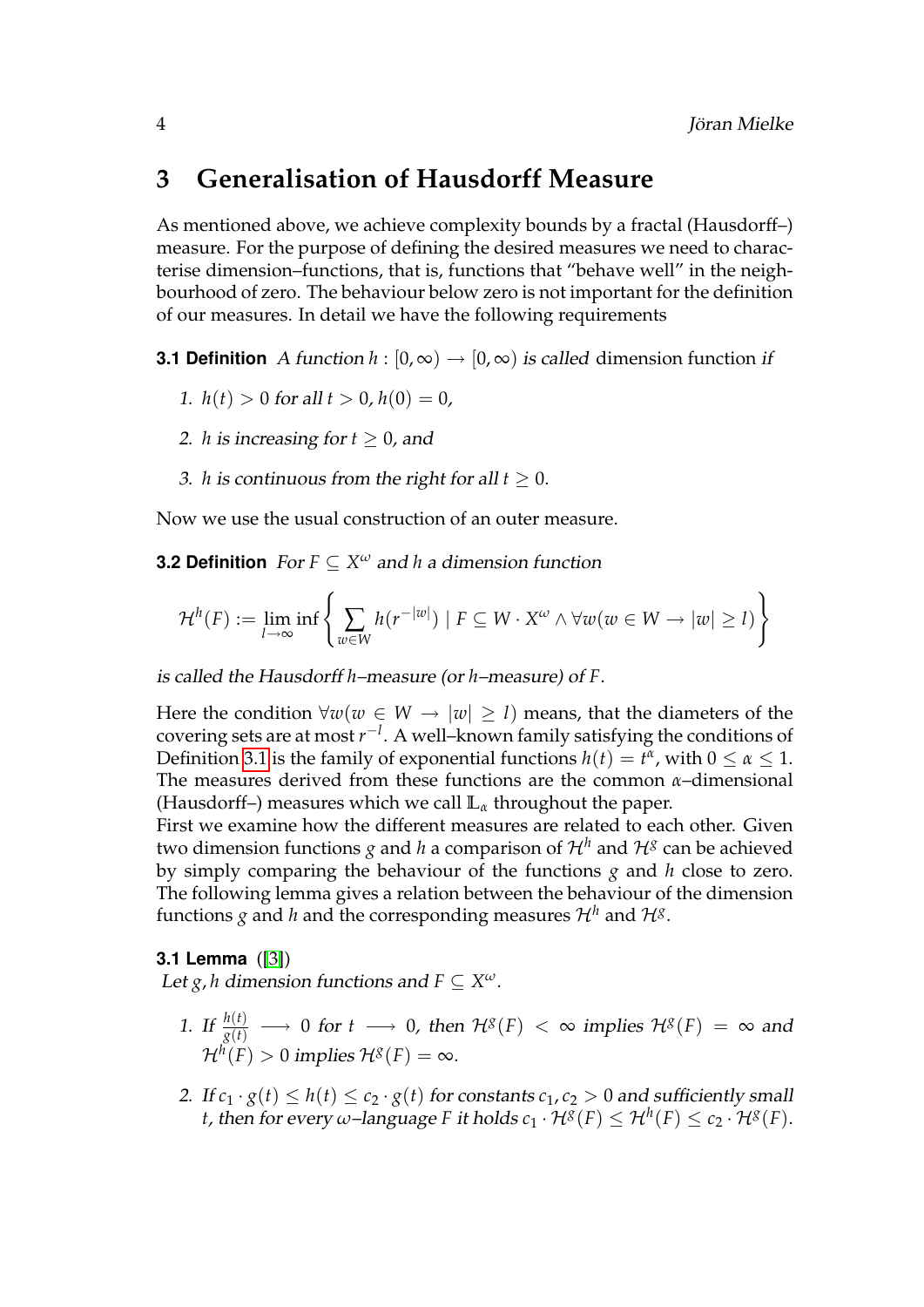# 3 Generalisation of Hausdorff Measure

As mentioned above, we achieve complexity bounds by a fractal (Hausdorff–) measure. For the purpose of defining the desired measures we need to characterise dimension–functions, that is, functions that "behave well" in the neighbourhood of zero. The behaviour below zero is not important for the definition of our measures. In detail we have the following requirements

**3.1 Definition** *A function $h : [0, \infty) \to [0, \infty)$ is called* dimension function *if*

1. *$h(t) > 0$ for all $t > 0$, $h(0) = 0$,*
2. *$h$ is increasing for $t \geq 0$, and*
3. *$h$ is continuous from the right for all $t \geq 0$.*

Now we use the usual construction of an outer measure.

**3.2 Definition** *For $F \subseteq X^\omega$ and $h$ a dimension function*

$$\mathcal{H}^h(F) := \lim_{l \to \infty} \inf \left\{ \sum_{w \in W} h(r^{-|w|}) \mid F \subseteq W \cdot X^\omega \wedge \forall w (w \in W \to |w| \geq l) \right\}$$

*is called the Hausdorff $h$–measure (or $h$–measure) of $F$.*

Here the condition $\forall w (w \in W \to |w| \geq l)$ means, that the diameters of the covering sets are at most $r^{-l}$. A well–known family satisfying the conditions of Definition 3.1 is the family of exponential functions $h(t) = t^\alpha$, with $0 \leq \alpha \leq 1$. The measures derived from these functions are the common $\alpha$–dimensional (Hausdorff–) measures which we call $\mathbb{L}_\alpha$ throughout the paper.
First we examine how the different measures are related to each other. Given two dimension functions $g$ and $h$ a comparison of $\mathcal{H}^h$ and $\mathcal{H}^g$ can be achieved by simply comparing the behaviour of the functions $g$ and $h$ close to zero. The following lemma gives a relation between the behaviour of the dimension functions $g$ and $h$ and the corresponding measures $\mathcal{H}^h$ and $\mathcal{H}^g$.

**3.1 Lemma** ([3])
*Let $g, h$ dimension functions and $F \subseteq X^\omega$.*

1. *If $\frac{h(t)}{g(t)} \longrightarrow 0$ for $t \longrightarrow 0$, then $\mathcal{H}^g(F) < \infty$ implies $\mathcal{H}^g(F) = \infty$ and $\mathcal{H}^h(F) > 0$ implies $\mathcal{H}^g(F) = \infty$.*
2. *If $c_1 \cdot g(t) \leq h(t) \leq c_2 \cdot g(t)$ for constants $c_1, c_2 > 0$ and sufficiently small $t$, then for every $\omega$–language $F$ it holds $c_1 \cdot \mathcal{H}^g(F) \leq \mathcal{H}^h(F) \leq c_2 \cdot \mathcal{H}^g(F)$.*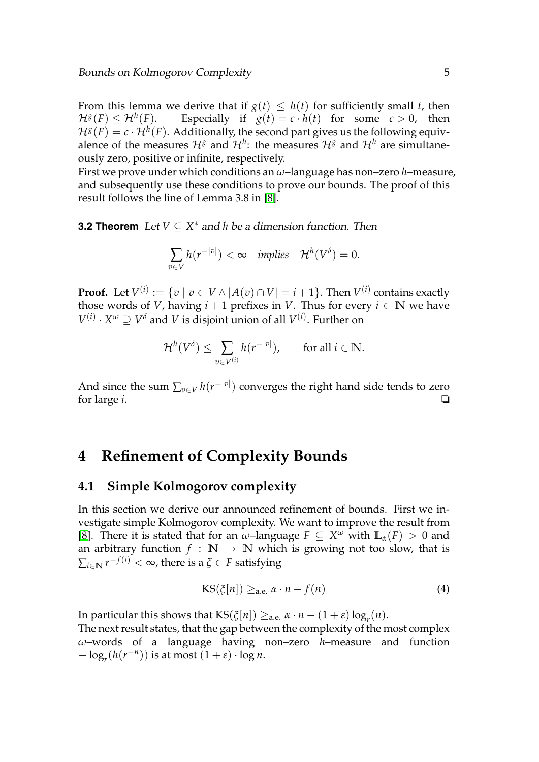From this lemma we derive that if $g(t) \leq h(t)$ for sufficiently small $t$, then $\mathcal{H}^g(F) \leq \mathcal{H}^h(F)$. Especially if $g(t) = c \cdot h(t)$ for some $c > 0$, then $\mathcal{H}^g(F) = c \cdot \mathcal{H}^h(F)$. Additionally, the second part gives us the following equivalence of the measures $\mathcal{H}^g$ and $\mathcal{H}^h$: the measures $\mathcal{H}^g$ and $\mathcal{H}^h$ are simultaneously zero, positive or infinite, respectively.
First we prove under which conditions an $\omega$–language has non–zero $h$–measure, and subsequently use these conditions to prove our bounds. The proof of this result follows the line of Lemma 3.8 in [8].

**3.2 Theorem** *Let $V \subseteq X^*$ and $h$ be a dimension function. Then*

$$\sum_{v \in V} h(r^{-|v|}) < \infty \quad \textit{implies} \quad \mathcal{H}^h(V^\delta) = 0.$$

**Proof.** Let $V^{(i)} := \{v \mid v \in V \wedge |A(v) \cap V| = i+1\}$. Then $V^{(i)}$ contains exactly those words of $V$, having $i+1$ prefixes in $V$. Thus for every $i \in \mathbb{N}$ we have $V^{(i)} \cdot X^\omega \supseteq V^\delta$ and $V$ is disjoint union of all $V^{(i)}$. Further on

$$\mathcal{H}^h(V^\delta) \leq \sum_{v \in V^{(i)}} h(r^{-|v|}), \qquad \text{for all } i \in \mathbb{N}.$$

And since the sum $\sum_{v \in V} h(r^{-|v|})$ converges the right hand side tends to zero for large $i$. ❑

# 4 Refinement of Complexity Bounds

## 4.1 Simple Kolmogorov complexity

In this section we derive our announced refinement of bounds. First we investigate simple Kolmogorov complexity. We want to improve the result from [8]. There it is stated that for an $\omega$–language $F \subseteq X^\omega$ with $\mathbb{L}_\alpha(F) > 0$ and an arbitrary function $f : \mathbb{N} \to \mathbb{N}$ which is growing not too slow, that is $\sum_{i \in \mathbb{N}} r^{-f(i)} < \infty$, there is a $\xi \in F$ satisfying

$$\mathrm{KS}(\xi[n]) \geq_{\text{a.e.}} \alpha \cdot n - f(n) \tag{4}$$

In particular this shows that $\mathrm{KS}(\xi[n]) \geq_{\text{a.e.}} \alpha \cdot n - (1+\varepsilon)\log_r(n)$.
The next result states, that the gap between the complexity of the most complex $\omega$–words of a language having non–zero $h$–measure and function $-\log_r(h(r^{-n}))$ is at most $(1+\varepsilon) \cdot \log n$.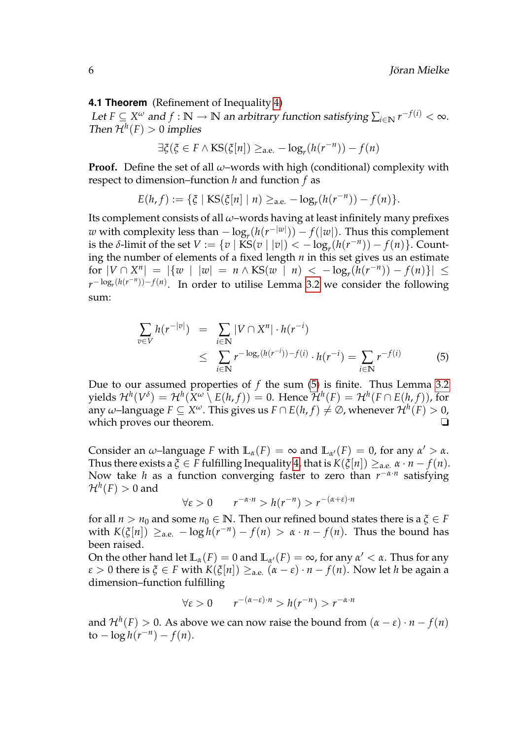**4.1 Theorem** (Refinement of Inequality 4)

*Let $F \subseteq X^\omega$ and $f : \mathbb{N} \to \mathbb{N}$ an arbitrary function satisfying $\sum_{i \in \mathbb{N}} r^{-f(i)} < \infty$. Then $\mathcal{H}^h(F) > 0$ implies*

$$\exists \xi (\xi \in F \wedge \mathrm{KS}(\xi[n]) \geq_{\text{a.e.}} -\log_r(h(r^{-n})) - f(n)$$

**Proof.** Define the set of all $\omega$–words with high (conditional) complexity with respect to dimension–function $h$ and function $f$ as

$$E(h, f) := \{\xi \mid \mathrm{KS}(\xi[n] \mid n) \geq_{\text{a.e.}} -\log_r(h(r^{-n})) - f(n)\}.$$

Its complement consists of all $\omega$–words having at least infinitely many prefixes $w$ with complexity less than $-\log_r(h(r^{-|w|})) - f(|w|)$. Thus this complement is the $\delta$-limit of the set $V := \{v \mid \mathrm{KS}(v \mid |v|) < -\log_r(h(r^{-n})) - f(n)\}$. Counting the number of elements of a fixed length $n$ in this set gives us an estimate for $|V \cap X^n| = |\{w \mid |w| = n \wedge \mathrm{KS}(w \mid n) < -\log_r(h(r^{-n})) - f(n)\}| \leq r^{-\log_r(h(r^{-n})) - f(n)}$. In order to utilise Lemma 3.2 we consider the following sum:

$$\begin{aligned}
\sum_{v \in V} h(r^{-|v|}) &= \sum_{i \in \mathbb{N}} |V \cap X^n| \cdot h(r^{-i}) \\
&\leq \sum_{i \in \mathbb{N}} r^{-\log_r(h(r^{-i})) - f(i)} \cdot h(r^{-i}) = \sum_{i \in \mathbb{N}} r^{-f(i)} \qquad (5)
\end{aligned}$$

Due to our assumed properties of $f$ the sum (5) is finite. Thus Lemma 3.2 yields $\mathcal{H}^h(V^\delta) = \mathcal{H}^h(X^\omega \setminus E(h, f)) = 0$. Hence $\mathcal{H}^h(F) = \mathcal{H}^h(F \cap E(h, f))$, for any $\omega$–language $F \subseteq X^\omega$. This gives us $F \cap E(h, f) \neq \emptyset$, whenever $\mathcal{H}^h(F) > 0$, which proves our theorem. ❑

Consider an $\omega$–language $F$ with $\mathbb{L}_\alpha(F) = \infty$ and $\mathbb{L}_{\alpha'}(F) = 0$, for any $\alpha' > \alpha$. Thus there exists a $\xi \in F$ fulfilling Inequality 4, that is $K(\xi[n]) \geq_{\text{a.e.}} \alpha \cdot n - f(n)$. Now take $h$ as a function converging faster to zero than $r^{-\alpha \cdot n}$ satisfying $\mathcal{H}^h(F) > 0$ and

$$\forall \varepsilon > 0 \qquad r^{-\alpha \cdot n} > h(r^{-n}) > r^{-(\alpha + \varepsilon) \cdot n}$$

for all $n > n_0$ and some $n_0 \in \mathbb{N}$. Then our refined bound states there is a $\xi \in F$ with $K(\xi[n]) \geq_{\text{a.e.}} -\log h(r^{-n}) - f(n) > \alpha \cdot n - f(n)$. Thus the bound has been raised.

On the other hand let $\mathbb{L}_\alpha(F) = 0$ and $\mathbb{L}_{\alpha'}(F) = \infty$, for any $\alpha' < \alpha$. Thus for any $\varepsilon > 0$ there is $\xi \in F$ with $K(\xi[n]) \geq_{\text{a.e.}} (\alpha - \varepsilon) \cdot n - f(n)$. Now let $h$ be again a dimension–function fulfilling

$$\forall \varepsilon > 0 \qquad r^{-(\alpha - \varepsilon) \cdot n} > h(r^{-n}) > r^{-\alpha \cdot n}$$

and $\mathcal{H}^h(F) > 0$. As above we can now raise the bound from $(\alpha - \varepsilon) \cdot n - f(n)$ to $-\log h(r^{-n}) - f(n)$.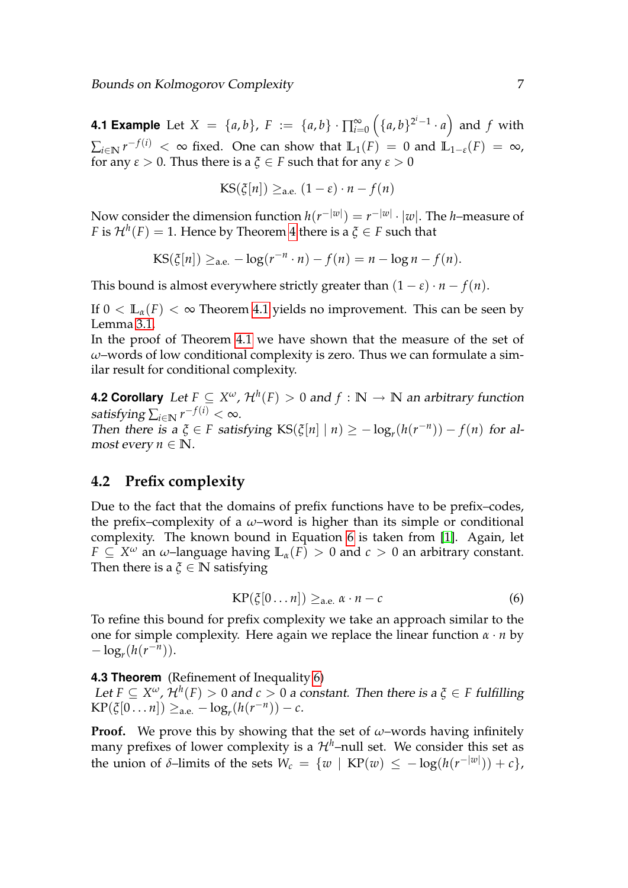**4.1 Example** Let $X = \{a, b\}$, $F := \{a, b\} \cdot \prod_{i=0}^{\infty} \left( \{a, b\}^{2^i - 1} \cdot a \right)$ and $f$ with $\sum_{i \in \mathbb{N}} r^{-f(i)} < \infty$ fixed. One can show that $\mathbb{L}_1(F) = 0$ and $\mathbb{L}_{1-\varepsilon}(F) = \infty$, for any $\varepsilon > 0$. Thus there is a $\xi \in F$ such that for any $\varepsilon > 0$

$$\mathrm{KS}(\xi[n]) \geq_{\text{a.e.}} (1 - \varepsilon) \cdot n - f(n)$$

Now consider the dimension function $h(r^{-|w|}) = r^{-|w|} \cdot |w|$. The $h$–measure of $F$ is $\mathcal{H}^h(F) = 1$. Hence by Theorem 4 there is a $\xi \in F$ such that

$$\mathrm{KS}(\xi[n]) \geq_{\text{a.e.}} -\log(r^{-n} \cdot n) - f(n) = n - \log n - f(n).$$

This bound is almost everywhere strictly greater than $(1 - \varepsilon) \cdot n - f(n)$.

If $0 < \mathbb{L}_\alpha(F) < \infty$ Theorem 4.1 yields no improvement. This can be seen by Lemma 3.1.

In the proof of Theorem 4.1 we have shown that the measure of the set of $\omega$–words of low conditional complexity is zero. Thus we can formulate a similar result for conditional complexity.

**4.2 Corollary** *Let $F \subseteq X^\omega$, $\mathcal{H}^h(F) > 0$ and $f : \mathbb{N} \to \mathbb{N}$ an arbitrary function satisfying $\sum_{i \in \mathbb{N}} r^{-f(i)} < \infty$.*
*Then there is a $\xi \in F$ satisfying $\mathrm{KS}(\xi[n] \mid n) \geq -\log_r(h(r^{-n})) - f(n)$ for almost every $n \in \mathbb{N}$.*

## 4.2 Prefix complexity

Due to the fact that the domains of prefix functions have to be prefix–codes, the prefix–complexity of a $\omega$–word is higher than its simple or conditional complexity. The known bound in Equation 6 is taken from [1]. Again, let $F \subseteq X^\omega$ an $\omega$–language having $\mathbb{L}_\alpha(F) > 0$ and $c > 0$ an arbitrary constant. Then there is a $\xi \in \mathbb{N}$ satisfying

$$\mathrm{KP}(\xi[0 \dots n]) \geq_{\text{a.e.}} \alpha \cdot n - c \tag{6}$$

To refine this bound for prefix complexity we take an approach similar to the one for simple complexity. Here again we replace the linear function $\alpha \cdot n$ by $-\log_r(h(r^{-n}))$.

**4.3 Theorem** (Refinement of Inequality 6)
*Let $F \subseteq X^\omega$, $\mathcal{H}^h(F) > 0$ and $c > 0$ a constant. Then there is a $\xi \in F$ fulfilling $\mathrm{KP}(\xi[0 \dots n]) \geq_{\text{a.e.}} -\log_r(h(r^{-n})) - c$.*

**Proof.** We prove this by showing that the set of $\omega$–words having infinitely many prefixes of lower complexity is a $\mathcal{H}^h$–null set. We consider this set as the union of $\delta$–limits of the sets $W_c = \{w \mid \mathrm{KP}(w) \leq -\log(h(r^{-|w|})) + c\}$,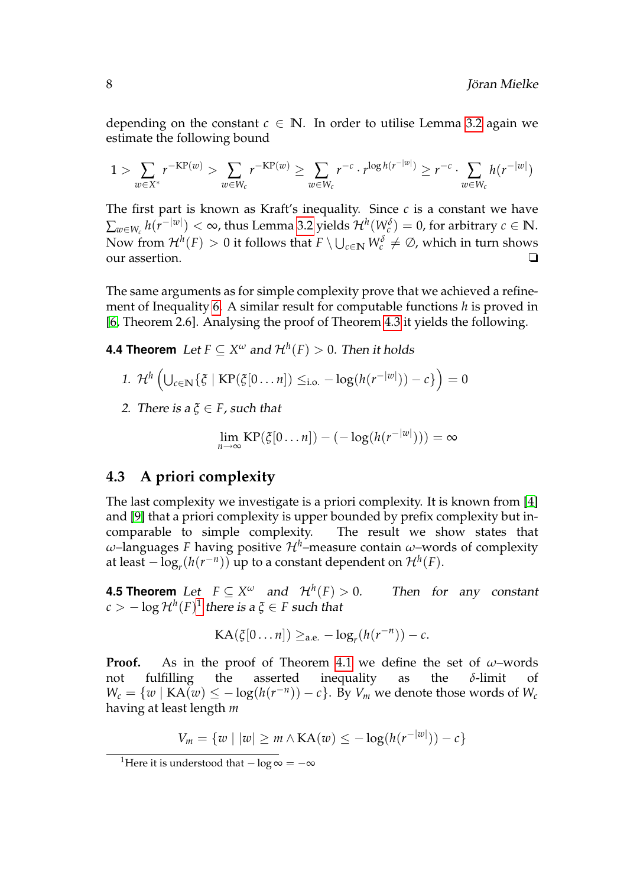depending on the constant $c \in \mathbb{N}$. In order to utilise Lemma 3.2 again we estimate the following bound

$$1 > \sum_{w \in X^*} r^{-\mathrm{KP}(w)} > \sum_{w \in W_c} r^{-\mathrm{KP}(w)} \geq \sum_{w \in W_c} r^{-c} \cdot r^{\log h(r^{-|w|})} \geq r^{-c} \cdot \sum_{w \in W_c} h(r^{-|w|})$$

The first part is known as Kraft's inequality. Since $c$ is a constant we have $\sum_{w \in W_c} h(r^{-|w|}) < \infty$, thus Lemma 3.2 yields $\mathcal{H}^h(W_c^\delta) = 0$, for arbitrary $c \in \mathbb{N}$. Now from $\mathcal{H}^h(F) > 0$ it follows that $F \setminus \bigcup_{c \in \mathbb{N}} W_c^\delta \neq \emptyset$, which in turn shows our assertion. ❑

The same arguments as for simple complexity prove that we achieved a refinement of Inequality 6. A similar result for computable functions $h$ is proved in [6, Theorem 2.6]. Analysing the proof of Theorem 4.3 it yields the following.

**4.4 Theorem** *Let $F \subseteq X^\omega$ and $\mathcal{H}^h(F) > 0$. Then it holds*

1. $\mathcal{H}^h\left(\bigcup_{c \in \mathbb{N}} \{\xi \mid \mathrm{KP}(\xi[0 \dots n]) \leq_{\text{i.o.}} -\log(h(r^{-|w|})) - c\}\right) = 0$
2. *There is a $\xi \in F$, such that*

$$\lim_{n \to \infty} \mathrm{KP}(\xi[0 \dots n]) - (-\log(h(r^{-|w|}))) = \infty$$

## 4.3 A priori complexity

The last complexity we investigate is a priori complexity. It is known from [4] and [9] that a priori complexity is upper bounded by prefix complexity but incomparable to simple complexity. The result we show states that $\omega$–languages $F$ having positive $\mathcal{H}^h$–measure contain $\omega$–words of complexity at least $-\log_r(h(r^{-n}))$ up to a constant dependent on $\mathcal{H}^h(F)$.

**4.5 Theorem** *Let $F \subseteq X^\omega$ and $\mathcal{H}^h(F) > 0$. Then for any constant $c > -\log \mathcal{H}^h(F)$[1] there is a $\xi \in F$ such that*

$$\mathrm{KA}(\xi[0 \dots n]) \geq_{\text{a.e.}} -\log_r(h(r^{-n})) - c.$$

**Proof.** As in the proof of Theorem 4.1 we define the set of $\omega$–words not fulfilling the asserted inequality as the $\delta$-limit of $W_c = \{w \mid \mathrm{KA}(w) \leq -\log(h(r^{-n})) - c\}$. By $V_m$ we denote those words of $W_c$ having at least length $m$

$$V_m = \{w \mid |w| \geq m \wedge \mathrm{KA}(w) \leq -\log(h(r^{-|w|})) - c\}$$

[1] Here it is understood that $-\log \infty = -\infty$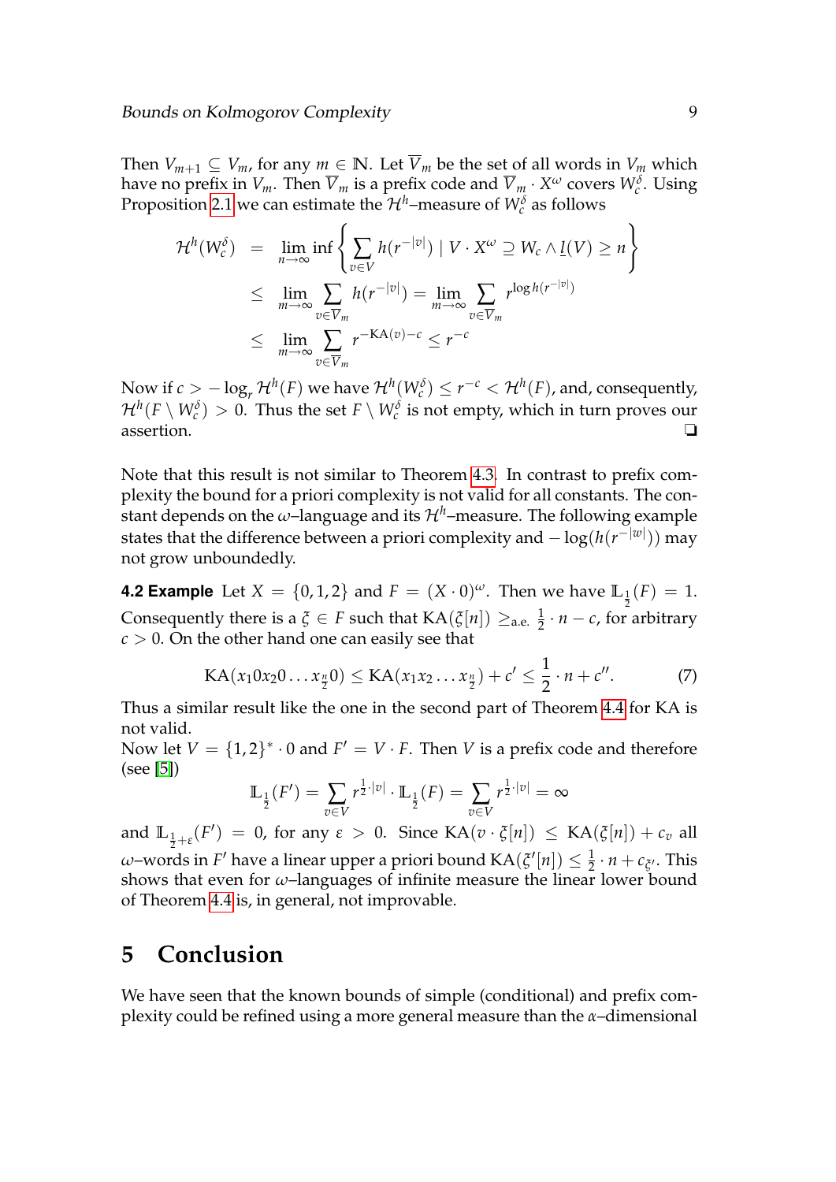Then $V_{m+1} \subseteq V_m$, for any $m \in \mathbb{N}$. Let $\overline{V}_m$ be the set of all words in $V_m$ which have no prefix in $V_m$. Then $\overline{V}_m$ is a prefix code and $\overline{V}_m \cdot X^\omega$ covers $W_c^\delta$. Using Proposition 2.1 we can estimate the $\mathcal{H}^h$–measure of $W_c^\delta$ as follows

$$\begin{aligned}
\mathcal{H}^h(W_c^\delta) &= \lim_{n\to\infty} \inf \left\{ \sum_{v\in V} h(r^{-|v|}) \mid V \cdot X^\omega \supseteq W_c \wedge \underline{l}(V) \geq n \right\} \\
&\leq \lim_{m\to\infty} \sum_{v\in\overline{V}_m} h(r^{-|v|}) = \lim_{m\to\infty} \sum_{v\in\overline{V}_m} r^{\log h(r^{-|v|})} \\
&\leq \lim_{m\to\infty} \sum_{v\in\overline{V}_m} r^{-\mathrm{KA}(v)-c} \leq r^{-c}
\end{aligned}$$

Now if $c > -\log_r \mathcal{H}^h(F)$ we have $\mathcal{H}^h(W_c^\delta) \leq r^{-c} < \mathcal{H}^h(F)$, and, consequently, $\mathcal{H}^h(F \setminus W_c^\delta) > 0$. Thus the set $F \setminus W_c^\delta$ is not empty, which in turn proves our assertion. ❑

Note that this result is not similar to Theorem 4.3. In contrast to prefix complexity the bound for a priori complexity is not valid for all constants. The constant depends on the $\omega$–language and its $\mathcal{H}^h$–measure. The following example states that the difference between a priori complexity and $-\log(h(r^{-|w|}))$ may not grow unboundedly.

**4.2 Example** Let $X = \{0,1,2\}$ and $F = (X \cdot 0)^\omega$. Then we have $\mathbb{L}_{\frac{1}{2}}(F) = 1$. Consequently there is a $\xi \in F$ such that $\mathrm{KA}(\xi[n]) \geq_{\text{a.e.}} \frac{1}{2} \cdot n - c$, for arbitrary $c > 0$. On the other hand one can easily see that

$$\mathrm{KA}(x_1 0 x_2 0 \ldots x_{\frac{n}{2}} 0) \leq \mathrm{KA}(x_1 x_2 \ldots x_{\frac{n}{2}}) + c' \leq \frac{1}{2} \cdot n + c''. \tag{7}$$

Thus a similar result like the one in the second part of Theorem 4.4 for KA is not valid.
Now let $V = \{1,2\}^* \cdot 0$ and $F' = V \cdot F$. Then $V$ is a prefix code and therefore (see [5])

$$\mathbb{L}_{\frac{1}{2}}(F') = \sum_{v\in V} r^{\frac{1}{2}\cdot|v|} \cdot \mathbb{L}_{\frac{1}{2}}(F) = \sum_{v\in V} r^{\frac{1}{2}\cdot|v|} = \infty$$

and $\mathbb{L}_{\frac{1}{2}+\varepsilon}(F') = 0$, for any $\varepsilon > 0$. Since $\mathrm{KA}(v \cdot \xi[n]) \leq \mathrm{KA}(\xi[n]) + c_v$ all $\omega$–words in $F'$ have a linear upper a priori bound $\mathrm{KA}(\xi'[n]) \leq \frac{1}{2} \cdot n + c_{\xi'}$. This shows that even for $\omega$–languages of infinite measure the linear lower bound of Theorem 4.4 is, in general, not improvable.

## 5 Conclusion

We have seen that the known bounds of simple (conditional) and prefix complexity could be refined using a more general measure than the $\alpha$–dimensional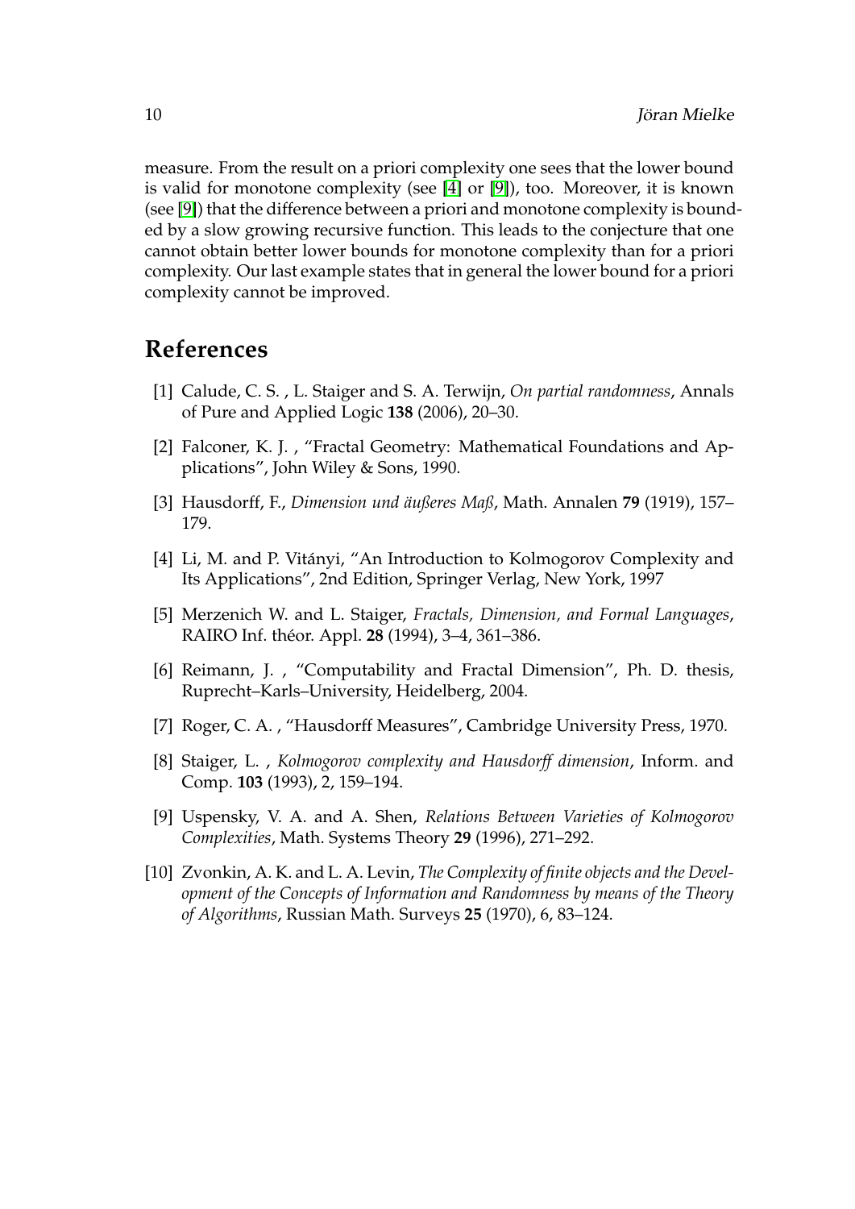measure. From the result on a priori complexity one sees that the lower bound is valid for monotone complexity (see [4] or [9]), too. Moreover, it is known (see [9]) that the difference between a priori and monotone complexity is bounded by a slow growing recursive function. This leads to the conjecture that one cannot obtain better lower bounds for monotone complexity than for a priori complexity. Our last example states that in general the lower bound for a priori complexity cannot be improved.

## References

[1] Calude, C. S. , L. Staiger and S. A. Terwijn, *On partial randomness*, Annals of Pure and Applied Logic **138** (2006), 20–30.

[2] Falconer, K. J. , "Fractal Geometry: Mathematical Foundations and Applications", John Wiley & Sons, 1990.

[3] Hausdorff, F., *Dimension und äußeres Maß*, Math. Annalen **79** (1919), 157–179.

[4] Li, M. and P. Vitányi, "An Introduction to Kolmogorov Complexity and Its Applications", 2nd Edition, Springer Verlag, New York, 1997

[5] Merzenich W. and L. Staiger, *Fractals, Dimension, and Formal Languages*, RAIRO Inf. théor. Appl. **28** (1994), 3–4, 361–386.

[6] Reimann, J. , "Computability and Fractal Dimension", Ph. D. thesis, Ruprecht–Karls–University, Heidelberg, 2004.

[7] Roger, C. A. , "Hausdorff Measures", Cambridge University Press, 1970.

[8] Staiger, L. , *Kolmogorov complexity and Hausdorff dimension*, Inform. and Comp. **103** (1993), 2, 159–194.

[9] Uspensky, V. A. and A. Shen, *Relations Between Varieties of Kolmogorov Complexities*, Math. Systems Theory **29** (1996), 271–292.

[10] Zvonkin, A. K. and L. A. Levin, *The Complexity of finite objects and the Development of the Concepts of Information and Randomness by means of the Theory of Algorithms*, Russian Math. Surveys **25** (1970), 6, 83–124.